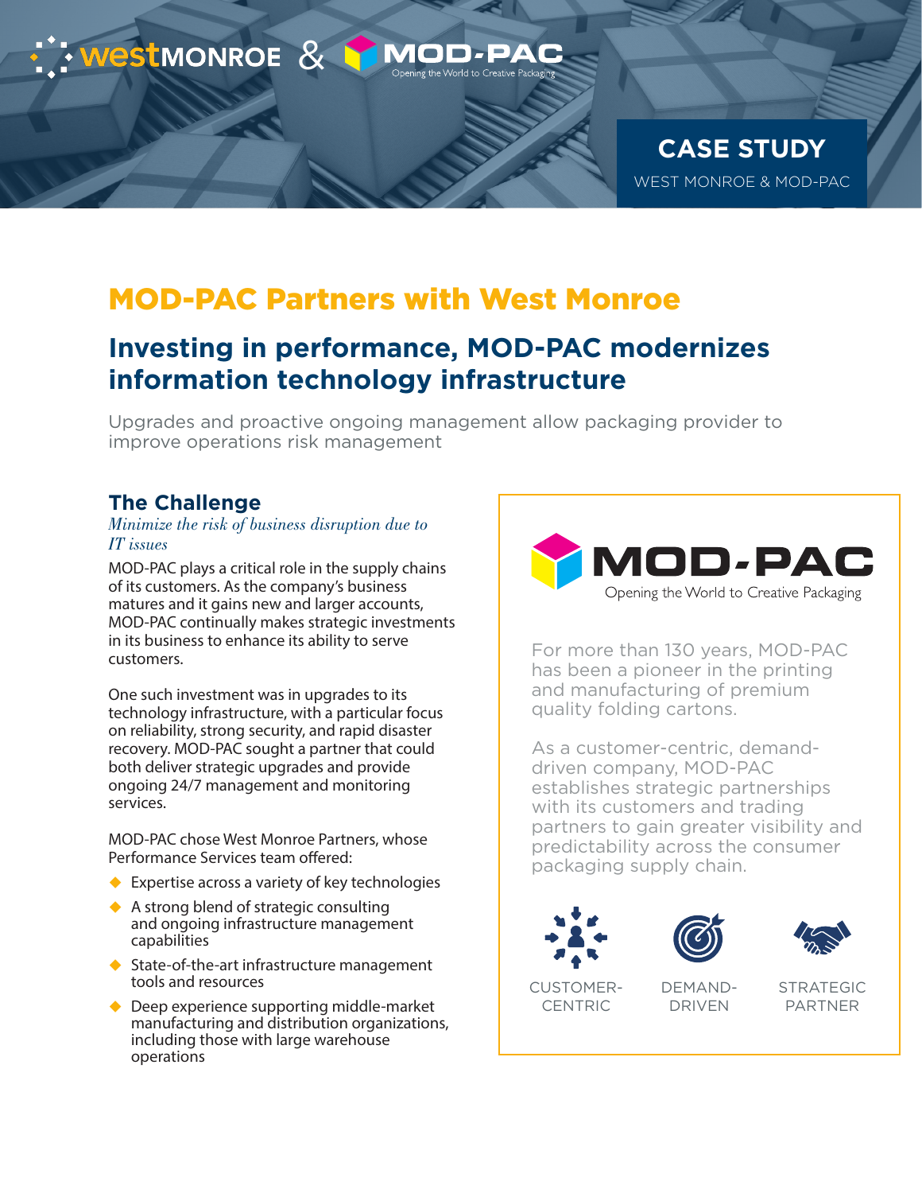westMONROE & MOD-PAC

Opening the World to Creative Packaging

**CASE STUDY**

WEST MONROE & MOD-PAC

# MOD-PAC Partners with West Monroe

## Investing in performance, MOD-PAC modernizes information technology infrastructure

Upgrades and proactive ongoing management allow packaging provider to improve operations risk management

### The Challenge

*Minimize the risk of business disruption due to IT issues*

MOD-PAC plays a critical role in the supply chains of its customers. As the company's business matures and it gains new and larger accounts, MOD-PAC continually makes strategic investments in its business to enhance its ability to serve customers.

One such investment was in upgrades to its technology infrastructure, with a particular focus on reliability, strong security, and rapid disaster recovery. MOD-PAC sought a partner that could both deliver strategic upgrades and provide ongoing 24/7 management and monitoring services.

MOD-PAC chose West Monroe Partners, whose Performance Services team offered:

- Expertise across a variety of key technologies
- A strong blend of strategic consulting and ongoing infrastructure management capabilities
- State-of-the-art infrastructure management tools and resources
- Deep experience supporting middle-market manufacturing and distribution organizations, including those with large warehouse operations

**MOD-PAC**

Opening the World to Creative Packaging

For more than 130 years, MOD-PAC has been a pioneer in the printing and manufacturing of premium quality folding cartons.

As a customer-centric, demand-driven company, MOD-PAC establishes strategic partnerships with its customers and trading partners to gain greater visibility and predictability across the consumer packaging supply chain.

CUSTOMER-CENTRIC | DEMAND-DRIVEN | STRATEGIC PARTNER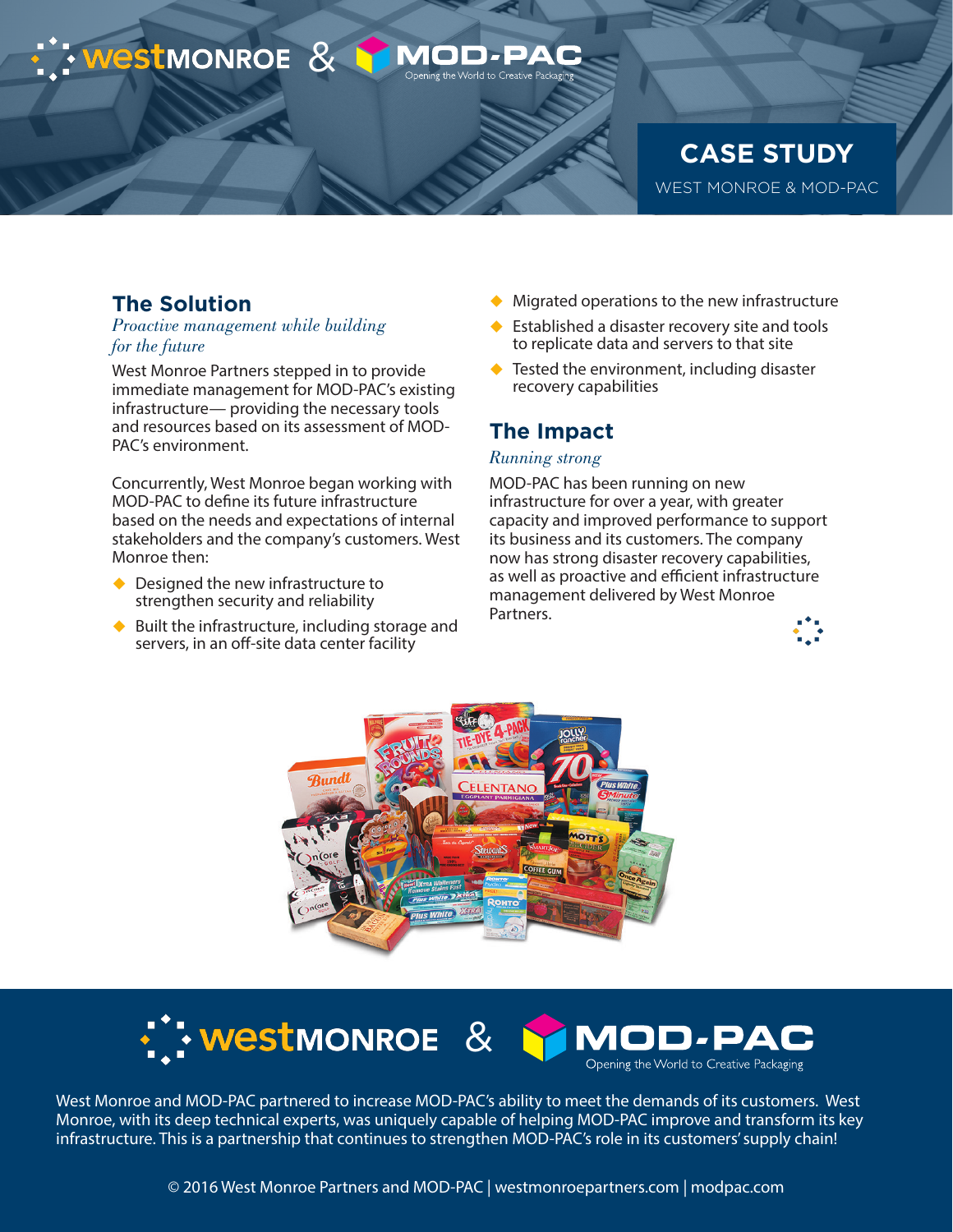# CASE STUDY

WEST MONROE & MOD-PAC

## The Solution

*Proactive management while building for the future*

West Monroe Partners stepped in to provide immediate management for MOD-PAC's existing infrastructure— providing the necessary tools and resources based on its assessment of MOD-PAC's environment.

Concurrently, West Monroe began working with MOD-PAC to define its future infrastructure based on the needs and expectations of internal stakeholders and the company's customers. West Monroe then:

- Designed the new infrastructure to strengthen security and reliability
- Built the infrastructure, including storage and servers, in an off-site data center facility
- Migrated operations to the new infrastructure
- Established a disaster recovery site and tools to replicate data and servers to that site
- Tested the environment, including disaster recovery capabilities

## The Impact

*Running strong*

MOD-PAC has been running on new infrastructure for over a year, with greater capacity and improved performance to support its business and its customers. The company now has strong disaster recovery capabilities, as well as proactive and efficient infrastructure management delivered by West Monroe Partners.

westMONROE & MOD-PAC
Opening the World to Creative Packaging

West Monroe and MOD-PAC partnered to increase MOD-PAC's ability to meet the demands of its customers. West Monroe, with its deep technical experts, was uniquely capable of helping MOD-PAC improve and transform its key infrastructure. This is a partnership that continues to strengthen MOD-PAC's role in its customers' supply chain!

© 2016 West Monroe Partners and MOD-PAC | westmonroepartners.com | modpac.com